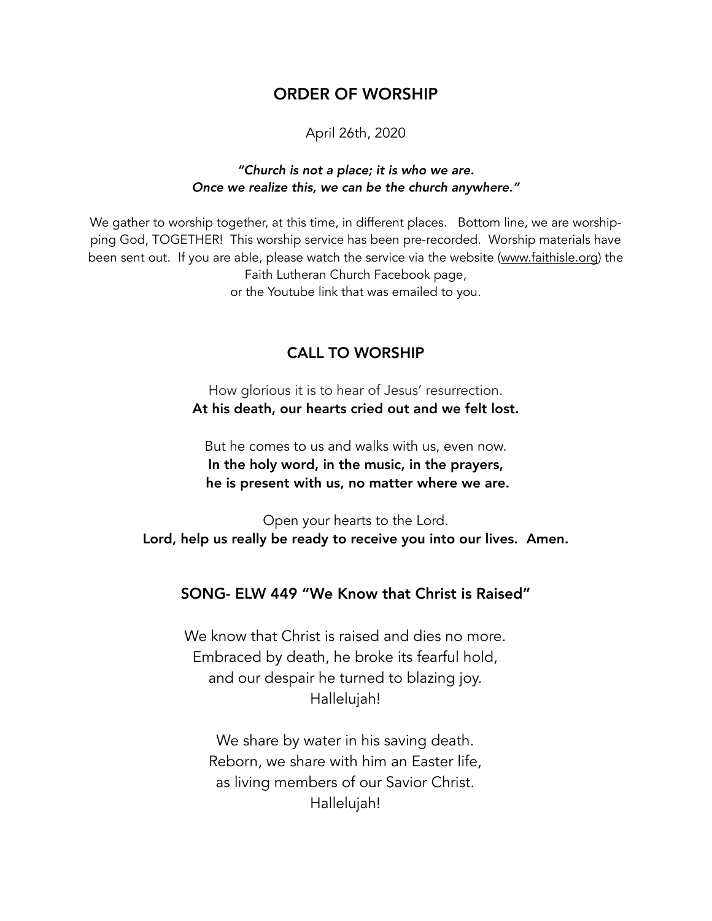## ORDER OF WORSHIP

April 26th, 2020

***"Church is not a place; it is who we are.***
***Once we realize this, we can be the church anywhere."***

We gather to worship together, at this time, in different places. Bottom line, we are worshipping God, TOGETHER! This worship service has been pre-recorded. Worship materials have been sent out. If you are able, please watch the service via the website (www.faithisle.org) the Faith Lutheran Church Facebook page, or the Youtube link that was emailed to you.

## CALL TO WORSHIP

How glorious it is to hear of Jesus' resurrection.
**At his death, our hearts cried out and we felt lost.**

But he comes to us and walks with us, even now.
**In the holy word, in the music, in the prayers,**
**he is present with us, no matter where we are.**

Open your hearts to the Lord.
**Lord, help us really be ready to receive you into our lives. Amen.**

## SONG- ELW 449 "We Know that Christ is Raised"

We know that Christ is raised and dies no more.
Embraced by death, he broke its fearful hold,
and our despair he turned to blazing joy.
Hallelujah!

We share by water in his saving death.
Reborn, we share with him an Easter life,
as living members of our Savior Christ.
Hallelujah!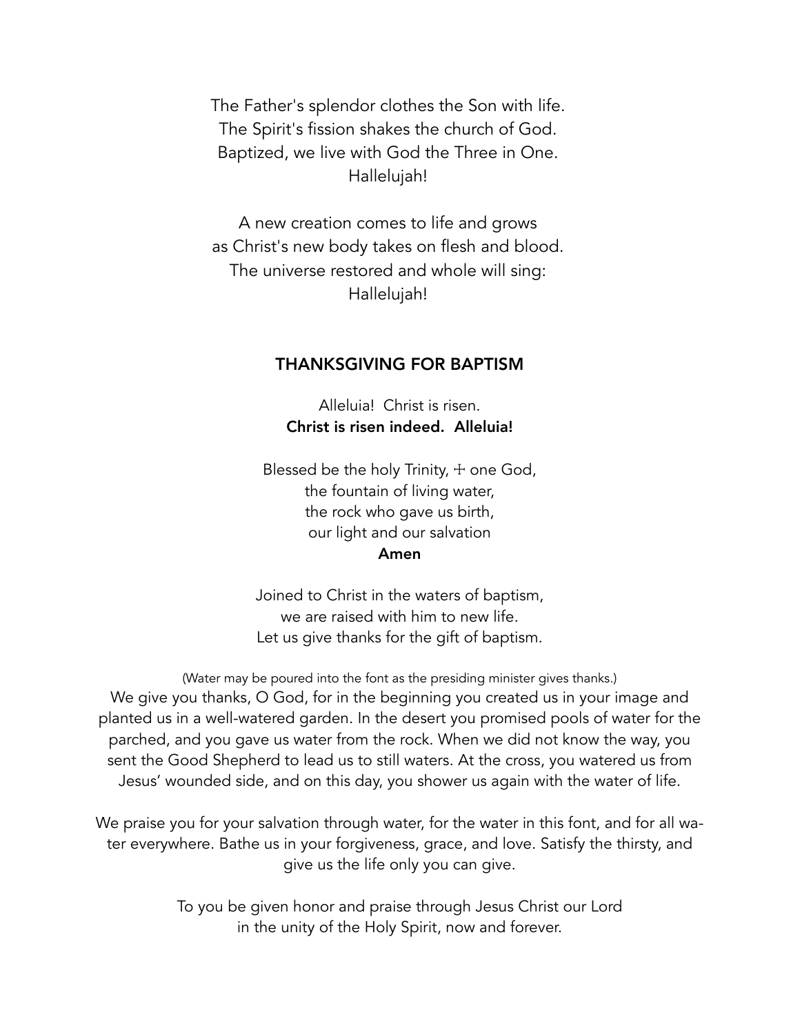The Father's splendor clothes the Son with life.  
The Spirit's fission shakes the church of God.  
Baptized, we live with God the Three in One.  
Hallelujah!

A new creation comes to life and grows  
as Christ's new body takes on flesh and blood.  
The universe restored and whole will sing:  
Hallelujah!

## THANKSGIVING FOR BAPTISM

Alleluia! Christ is risen.  
**Christ is risen indeed. Alleluia!**

Blessed be the holy Trinity, ☩ one God,  
the fountain of living water,  
the rock who gave us birth,  
our light and our salvation  
**Amen**

Joined to Christ in the waters of baptism,  
we are raised with him to new life.  
Let us give thanks for the gift of baptism.

(Water may be poured into the font as the presiding minister gives thanks.)

We give you thanks, O God, for in the beginning you created us in your image and planted us in a well-watered garden. In the desert you promised pools of water for the parched, and you gave us water from the rock. When we did not know the way, you sent the Good Shepherd to lead us to still waters. At the cross, you watered us from Jesus' wounded side, and on this day, you shower us again with the water of life.

We praise you for your salvation through water, for the water in this font, and for all water everywhere. Bathe us in your forgiveness, grace, and love. Satisfy the thirsty, and give us the life only you can give.

To you be given honor and praise through Jesus Christ our Lord  
in the unity of the Holy Spirit, now and forever.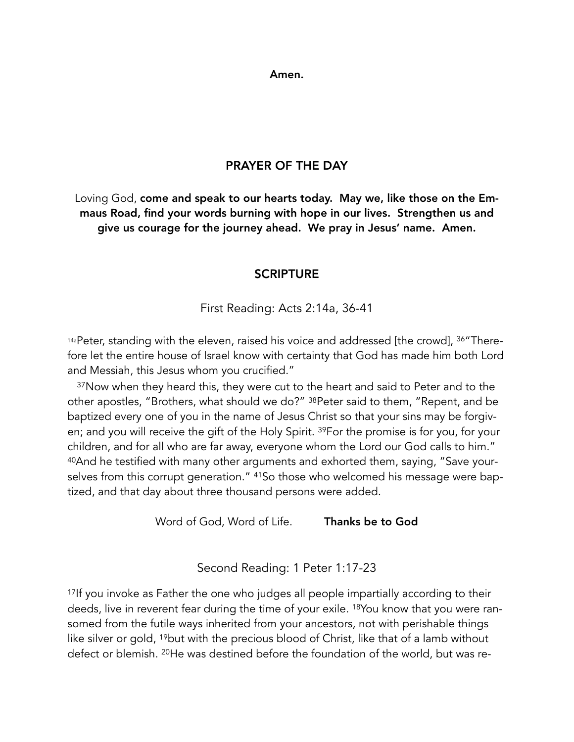**Amen.**

## PRAYER OF THE DAY

Loving God, **come and speak to our hearts today. May we, like those on the Emmaus Road, find your words burning with hope in our lives. Strengthen us and give us courage for the journey ahead. We pray in Jesus' name. Amen.**

## SCRIPTURE

First Reading: Acts 2:14a, 36-41

14a Peter, standing with the eleven, raised his voice and addressed [the crowd], 36 "Therefore let the entire house of Israel know with certainty that God has made him both Lord and Messiah, this Jesus whom you crucified."

37 Now when they heard this, they were cut to the heart and said to Peter and to the other apostles, "Brothers, what should we do?" 38 Peter said to them, "Repent, and be baptized every one of you in the name of Jesus Christ so that your sins may be forgiven; and you will receive the gift of the Holy Spirit. 39 For the promise is for you, for your children, and for all who are far away, everyone whom the Lord our God calls to him." 40 And he testified with many other arguments and exhorted them, saying, "Save yourselves from this corrupt generation." 41 So those who welcomed his message were baptized, and that day about three thousand persons were added.

Word of God, Word of Life. **Thanks be to God**

Second Reading: 1 Peter 1:17-23

17 If you invoke as Father the one who judges all people impartially according to their deeds, live in reverent fear during the time of your exile. 18 You know that you were ransomed from the futile ways inherited from your ancestors, not with perishable things like silver or gold, 19 but with the precious blood of Christ, like that of a lamb without defect or blemish. 20 He was destined before the foundation of the world, but was re-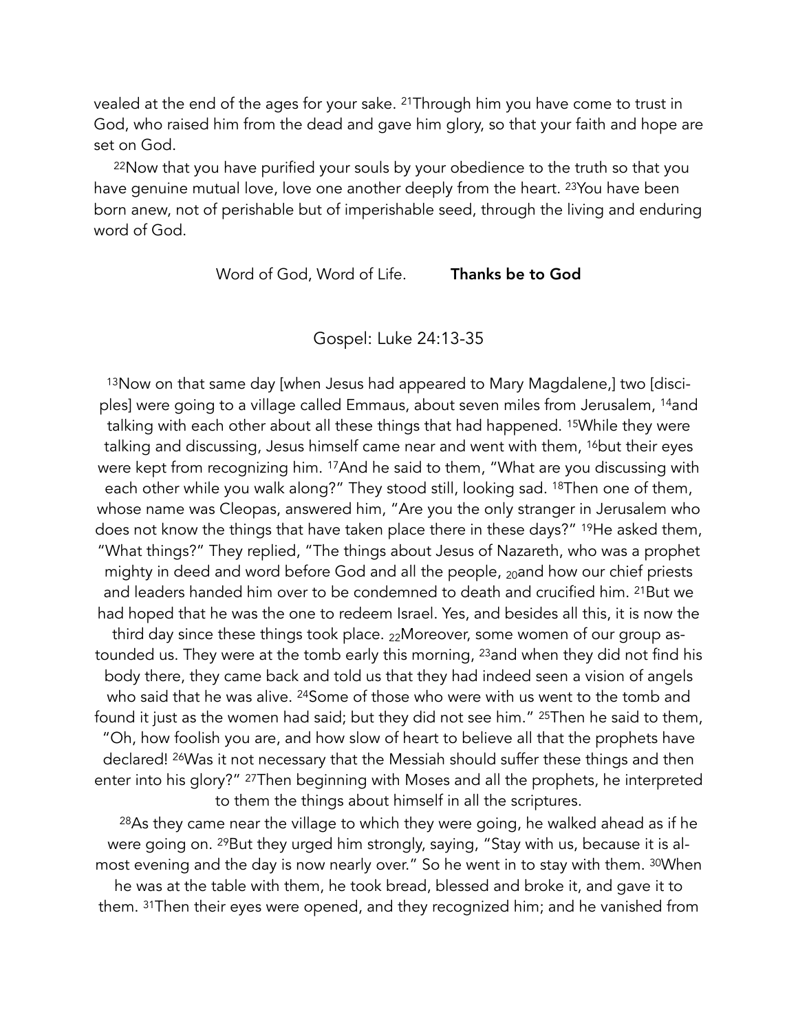vealed at the end of the ages for your sake. [21]Through him you have come to trust in God, who raised him from the dead and gave him glory, so that your faith and hope are set on God.

[22]Now that you have purified your souls by your obedience to the truth so that you have genuine mutual love, love one another deeply from the heart. [23]You have been born anew, not of perishable but of imperishable seed, through the living and enduring word of God.

Word of God, Word of Life. **Thanks be to God**

## Gospel: Luke 24:13-35

[13]Now on that same day [when Jesus had appeared to Mary Magdalene,] two [disciples] were going to a village called Emmaus, about seven miles from Jerusalem, [14]and talking with each other about all these things that had happened. [15]While they were talking and discussing, Jesus himself came near and went with them, [16]but their eyes were kept from recognizing him. [17]And he said to them, "What are you discussing with each other while you walk along?" They stood still, looking sad. [18]Then one of them, whose name was Cleopas, answered him, "Are you the only stranger in Jerusalem who does not know the things that have taken place there in these days?" [19]He asked them, "What things?" They replied, "The things about Jesus of Nazareth, who was a prophet mighty in deed and word before God and all the people, [20]and how our chief priests and leaders handed him over to be condemned to death and crucified him. [21]But we had hoped that he was the one to redeem Israel. Yes, and besides all this, it is now the third day since these things took place. [22]Moreover, some women of our group astounded us. They were at the tomb early this morning, [23]and when they did not find his body there, they came back and told us that they had indeed seen a vision of angels who said that he was alive. [24]Some of those who were with us went to the tomb and found it just as the women had said; but they did not see him." [25]Then he said to them, "Oh, how foolish you are, and how slow of heart to believe all that the prophets have declared! [26]Was it not necessary that the Messiah should suffer these things and then enter into his glory?" [27]Then beginning with Moses and all the prophets, he interpreted to them the things about himself in all the scriptures.

[28]As they came near the village to which they were going, he walked ahead as if he were going on. [29]But they urged him strongly, saying, "Stay with us, because it is almost evening and the day is now nearly over." So he went in to stay with them. [30]When he was at the table with them, he took bread, blessed and broke it, and gave it to them. [31]Then their eyes were opened, and they recognized him; and he vanished from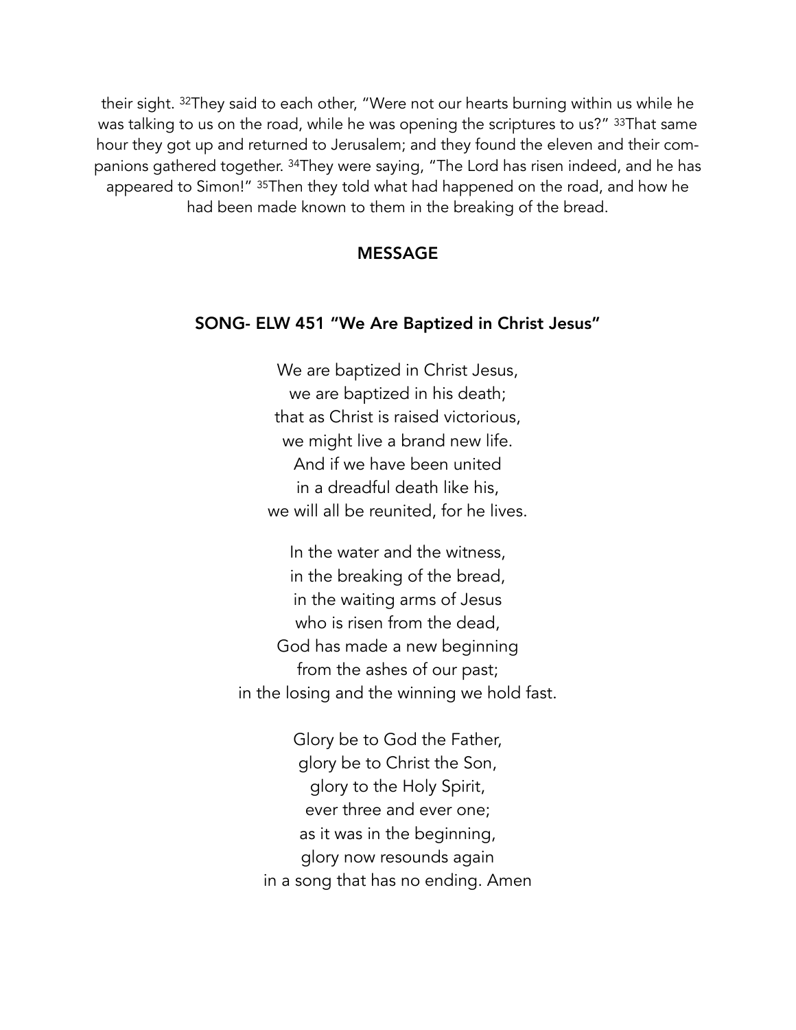their sight. [32]They said to each other, "Were not our hearts burning within us while he was talking to us on the road, while he was opening the scriptures to us?" [33]That same hour they got up and returned to Jerusalem; and they found the eleven and their companions gathered together. [34]They were saying, "The Lord has risen indeed, and he has appeared to Simon!" [35]Then they told what had happened on the road, and how he had been made known to them in the breaking of the bread.

## MESSAGE

## SONG- ELW 451 "We Are Baptized in Christ Jesus"

We are baptized in Christ Jesus,
we are baptized in his death;
that as Christ is raised victorious,
we might live a brand new life.
And if we have been united
in a dreadful death like his,
we will all be reunited, for he lives.

In the water and the witness,
in the breaking of the bread,
in the waiting arms of Jesus
who is risen from the dead,
God has made a new beginning
from the ashes of our past;
in the losing and the winning we hold fast.

Glory be to God the Father,
glory be to Christ the Son,
glory to the Holy Spirit,
ever three and ever one;
as it was in the beginning,
glory now resounds again
in a song that has no ending. Amen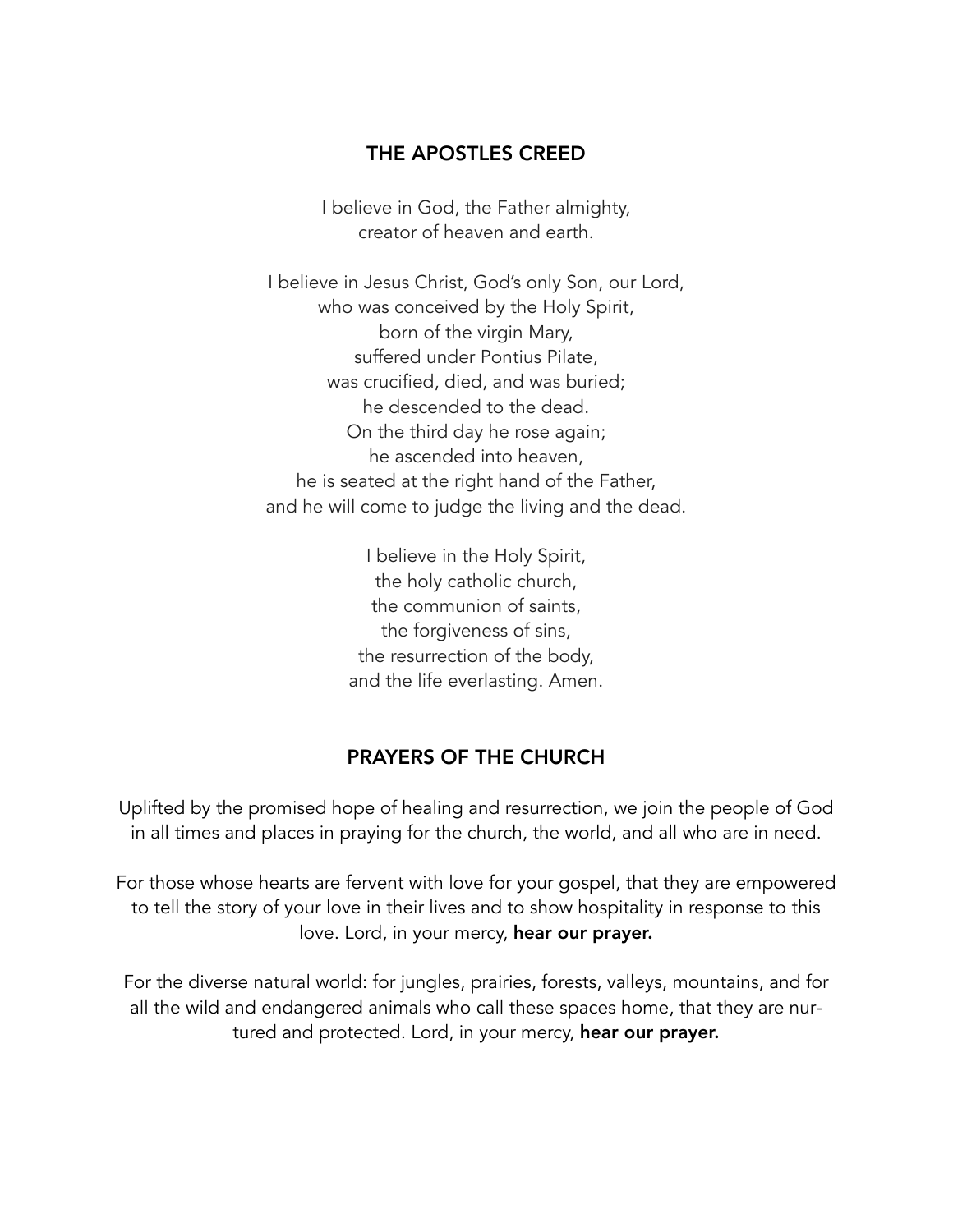## THE APOSTLES CREED

I believe in God, the Father almighty,
creator of heaven and earth.

I believe in Jesus Christ, God's only Son, our Lord,
who was conceived by the Holy Spirit,
born of the virgin Mary,
suffered under Pontius Pilate,
was crucified, died, and was buried;
he descended to the dead.
On the third day he rose again;
he ascended into heaven,
he is seated at the right hand of the Father,
and he will come to judge the living and the dead.

I believe in the Holy Spirit,
the holy catholic church,
the communion of saints,
the forgiveness of sins,
the resurrection of the body,
and the life everlasting. Amen.

## PRAYERS OF THE CHURCH

Uplifted by the promised hope of healing and resurrection, we join the people of God in all times and places in praying for the church, the world, and all who are in need.

For those whose hearts are fervent with love for your gospel, that they are empowered to tell the story of your love in their lives and to show hospitality in response to this love. Lord, in your mercy, **hear our prayer.**

For the diverse natural world: for jungles, prairies, forests, valleys, mountains, and for all the wild and endangered animals who call these spaces home, that they are nurtured and protected. Lord, in your mercy, **hear our prayer.**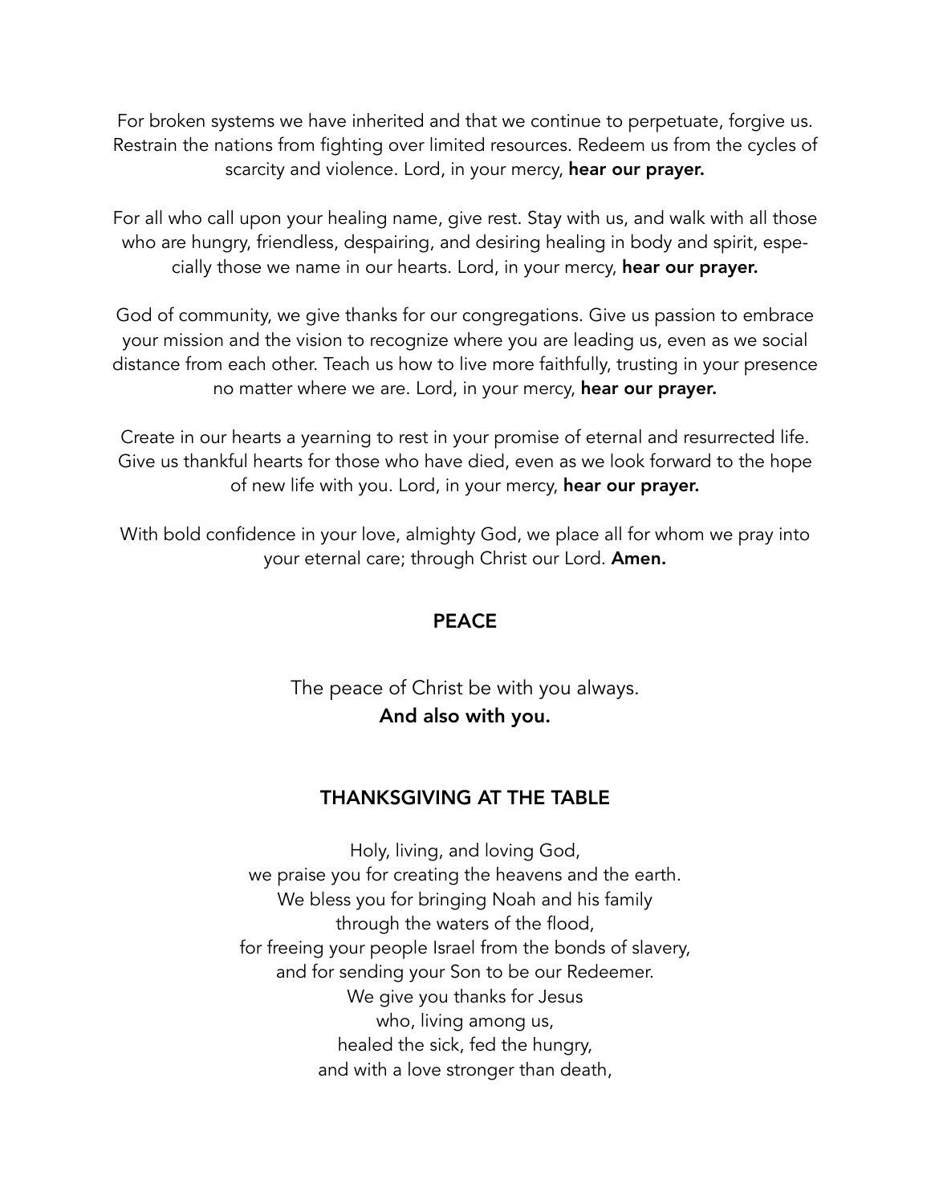For broken systems we have inherited and that we continue to perpetuate, forgive us. Restrain the nations from fighting over limited resources. Redeem us from the cycles of scarcity and violence. Lord, in your mercy, **hear our prayer.**

For all who call upon your healing name, give rest. Stay with us, and walk with all those who are hungry, friendless, despairing, and desiring healing in body and spirit, especially those we name in our hearts. Lord, in your mercy, **hear our prayer.**

God of community, we give thanks for our congregations. Give us passion to embrace your mission and the vision to recognize where you are leading us, even as we social distance from each other. Teach us how to live more faithfully, trusting in your presence no matter where we are. Lord, in your mercy, **hear our prayer.**

Create in our hearts a yearning to rest in your promise of eternal and resurrected life. Give us thankful hearts for those who have died, even as we look forward to the hope of new life with you. Lord, in your mercy, **hear our prayer.**

With bold confidence in your love, almighty God, we place all for whom we pray into your eternal care; through Christ our Lord. **Amen.**

## PEACE

The peace of Christ be with you always.
**And also with you.**

## THANKSGIVING AT THE TABLE

Holy, living, and loving God,
we praise you for creating the heavens and the earth.
We bless you for bringing Noah and his family
through the waters of the flood,
for freeing your people Israel from the bonds of slavery,
and for sending your Son to be our Redeemer.
We give you thanks for Jesus
who, living among us,
healed the sick, fed the hungry,
and with a love stronger than death,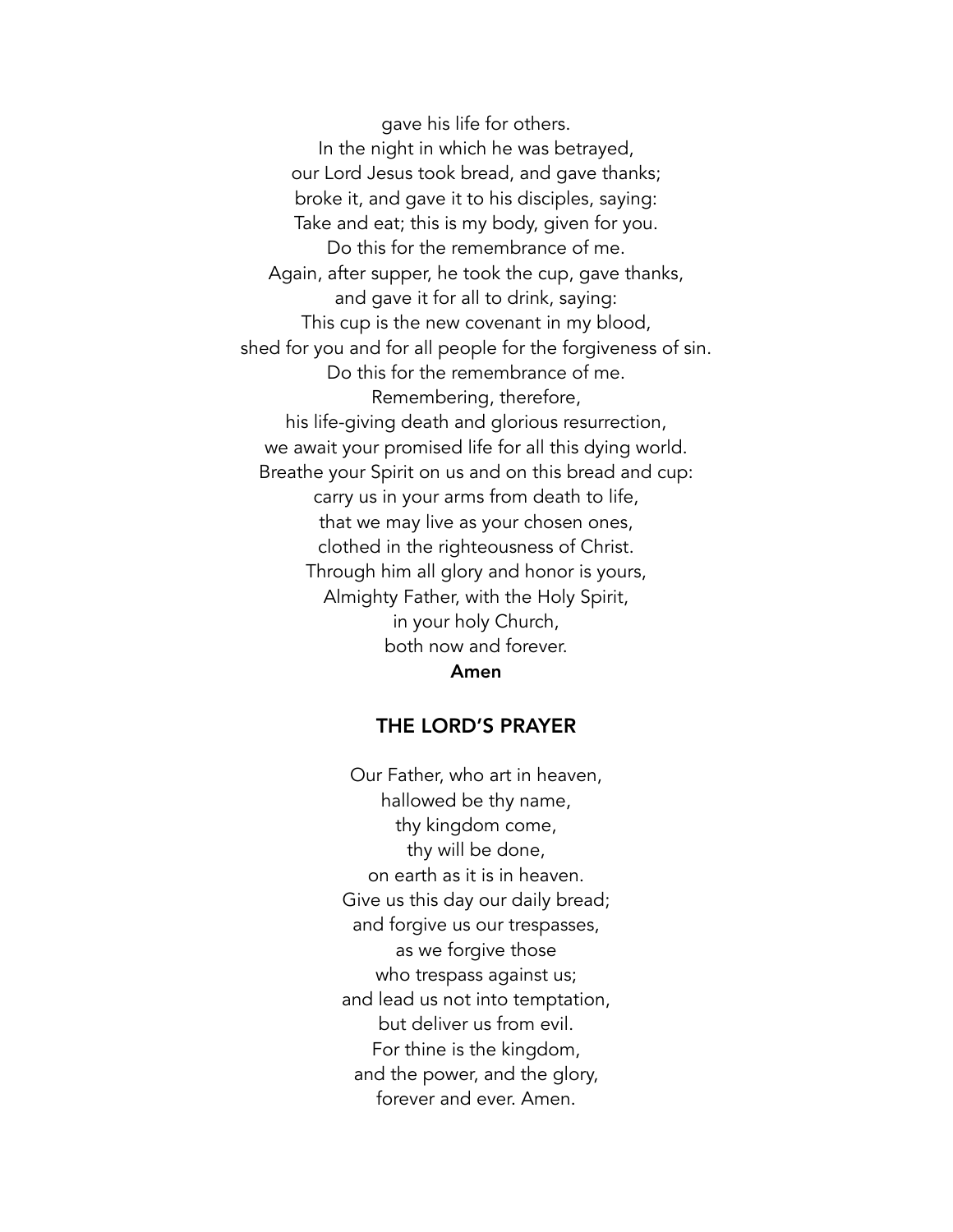gave his life for others.
In the night in which he was betrayed,
our Lord Jesus took bread, and gave thanks;
broke it, and gave it to his disciples, saying:
Take and eat; this is my body, given for you.
Do this for the remembrance of me.
Again, after supper, he took the cup, gave thanks,
and gave it for all to drink, saying:
This cup is the new covenant in my blood,
shed for you and for all people for the forgiveness of sin.
Do this for the remembrance of me.
Remembering, therefore,
his life-giving death and glorious resurrection,
we await your promised life for all this dying world.
Breathe your Spirit on us and on this bread and cup:
carry us in your arms from death to life,
that we may live as your chosen ones,
clothed in the righteousness of Christ.
Through him all glory and honor is yours,
Almighty Father, with the Holy Spirit,
in your holy Church,
both now and forever.
**Amen**

## THE LORD'S PRAYER

Our Father, who art in heaven,
hallowed be thy name,
thy kingdom come,
thy will be done,
on earth as it is in heaven.
Give us this day our daily bread;
and forgive us our trespasses,
as we forgive those
who trespass against us;
and lead us not into temptation,
but deliver us from evil.
For thine is the kingdom,
and the power, and the glory,
forever and ever. Amen.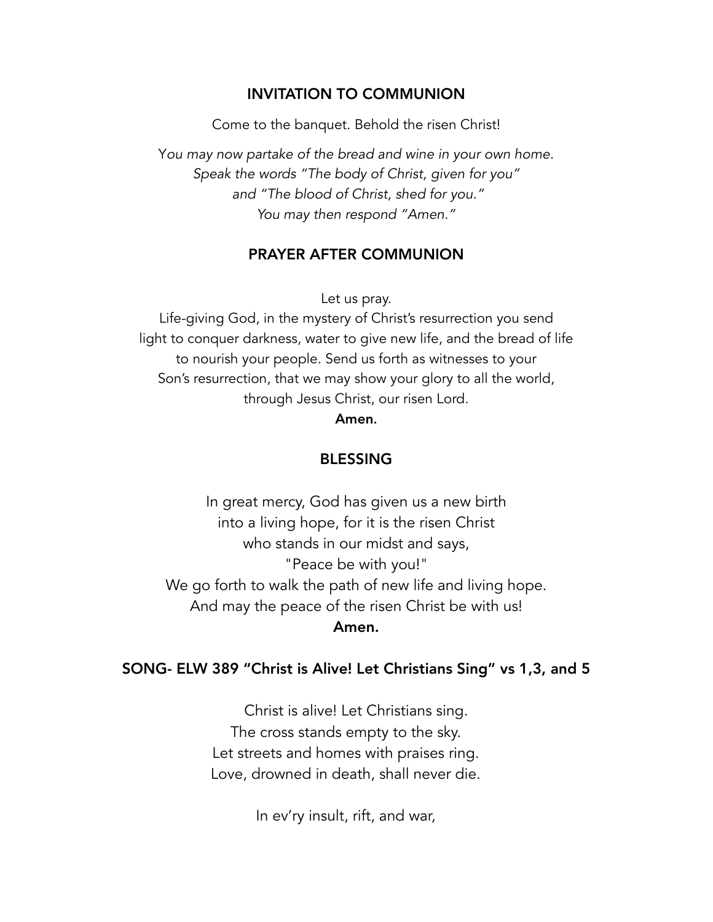## INVITATION TO COMMUNION

Come to the banquet. Behold the risen Christ!

*You may now partake of the bread and wine in your own home.*
*Speak the words "The body of Christ, given for you"*
*and "The blood of Christ, shed for you."*
*You may then respond "Amen."*

## PRAYER AFTER COMMUNION

Let us pray.
Life-giving God, in the mystery of Christ's resurrection you send light to conquer darkness, water to give new life, and the bread of life to nourish your people. Send us forth as witnesses to your Son's resurrection, that we may show your glory to all the world, through Jesus Christ, our risen Lord.
**Amen.**

## BLESSING

In great mercy, God has given us a new birth
into a living hope, for it is the risen Christ
who stands in our midst and says,
"Peace be with you!"
We go forth to walk the path of new life and living hope.
And may the peace of the risen Christ be with us!
**Amen.**

## SONG- ELW 389 "Christ is Alive! Let Christians Sing" vs 1,3, and 5

Christ is alive! Let Christians sing.
The cross stands empty to the sky.
Let streets and homes with praises ring.
Love, drowned in death, shall never die.

In ev'ry insult, rift, and war,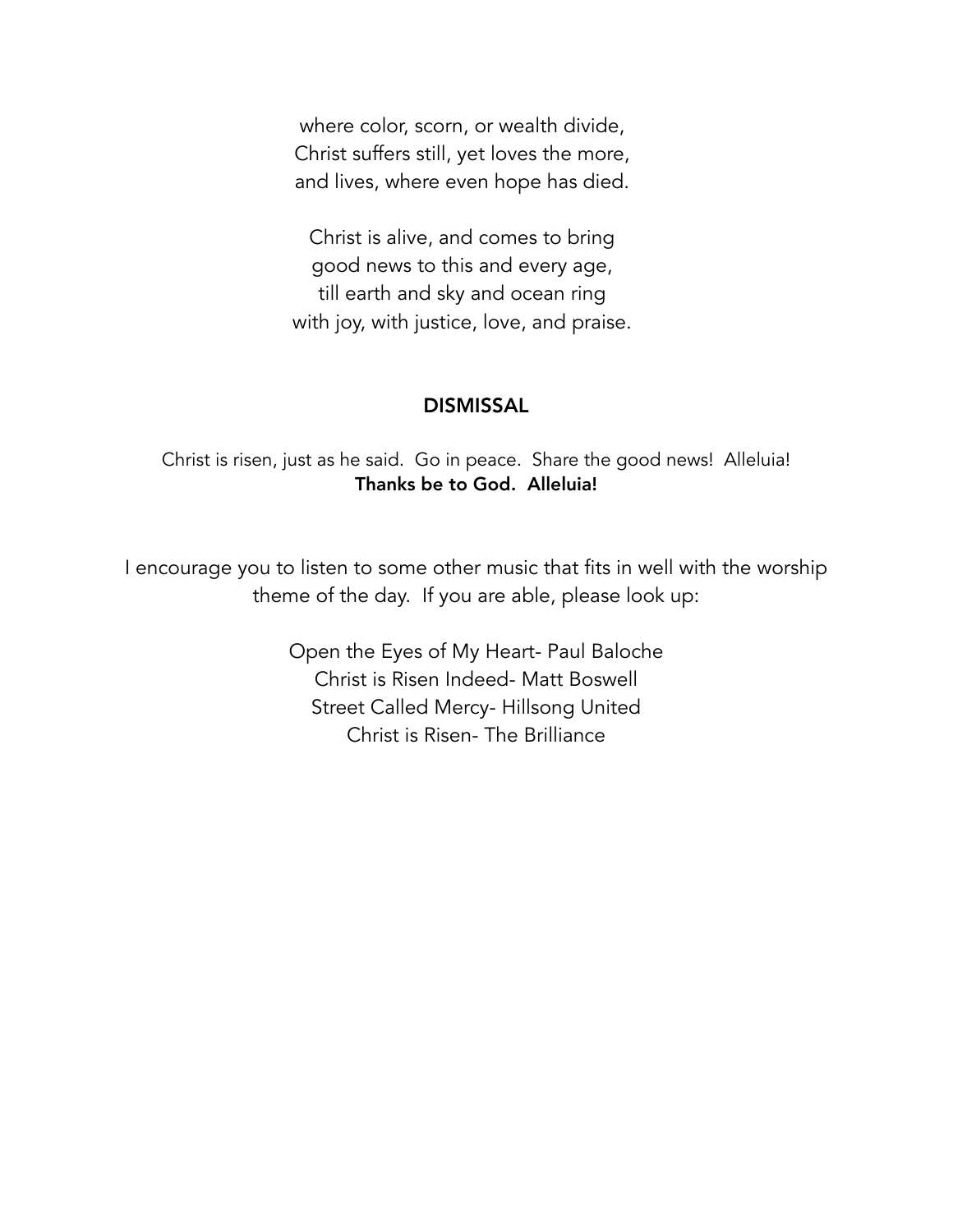where color, scorn, or wealth divide,
Christ suffers still, yet loves the more,
and lives, where even hope has died.

Christ is alive, and comes to bring
good news to this and every age,
till earth and sky and ocean ring
with joy, with justice, love, and praise.

## DISMISSAL

Christ is risen, just as he said. Go in peace. Share the good news! Alleluia!
**Thanks be to God. Alleluia!**

I encourage you to listen to some other music that fits in well with the worship theme of the day. If you are able, please look up:

Open the Eyes of My Heart- Paul Baloche
Christ is Risen Indeed- Matt Boswell
Street Called Mercy- Hillsong United
Christ is Risen- The Brilliance